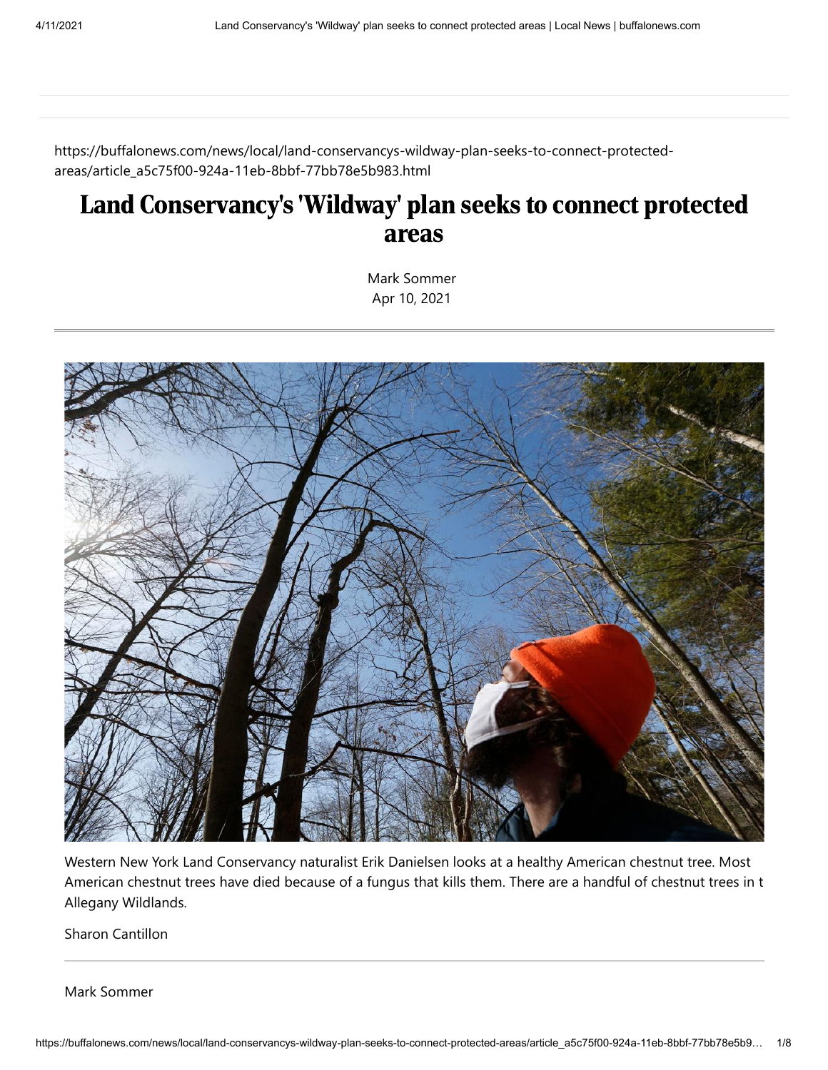https://buffalonews.com/news/local/land-conservancys-wildway-plan-seeks-to-connect-protected-areas/article_a5c75f00-924a-11eb-8bbf-77bb78e5b983.html

# Land Conservancy's 'Wildway' plan seeks to connect protected areas

Mark Sommer
Apr 10, 2021

Western New York Land Conservancy naturalist Erik Danielsen looks at a healthy American chestnut tree. Most American chestnut trees have died because of a fungus that kills them. There are a handful of chestnut trees in t Allegany Wildlands.

Sharon Cantillon

Mark Sommer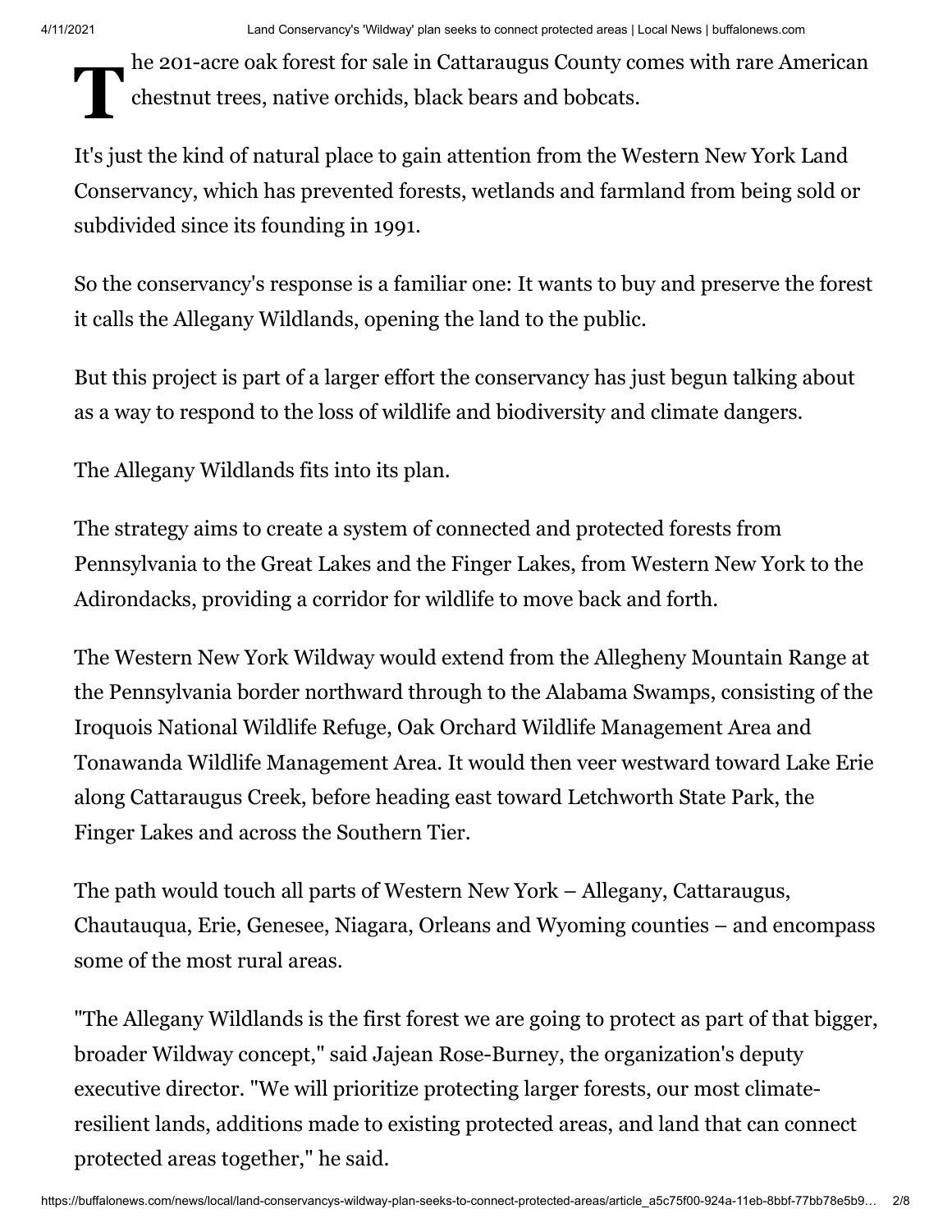The 201-acre oak forest for sale in Cattaraugus County comes with rare American chestnut trees, native orchids, black bears and bobcats.

It's just the kind of natural place to gain attention from the Western New York Land Conservancy, which has prevented forests, wetlands and farmland from being sold or subdivided since its founding in 1991.

So the conservancy's response is a familiar one: It wants to buy and preserve the forest it calls the Allegany Wildlands, opening the land to the public.

But this project is part of a larger effort the conservancy has just begun talking about as a way to respond to the loss of wildlife and biodiversity and climate dangers.

The Allegany Wildlands fits into its plan.

The strategy aims to create a system of connected and protected forests from Pennsylvania to the Great Lakes and the Finger Lakes, from Western New York to the Adirondacks, providing a corridor for wildlife to move back and forth.

The Western New York Wildway would extend from the Allegheny Mountain Range at the Pennsylvania border northward through to the Alabama Swamps, consisting of the Iroquois National Wildlife Refuge, Oak Orchard Wildlife Management Area and Tonawanda Wildlife Management Area. It would then veer westward toward Lake Erie along Cattaraugus Creek, before heading east toward Letchworth State Park, the Finger Lakes and across the Southern Tier.

The path would touch all parts of Western New York – Allegany, Cattaraugus, Chautauqua, Erie, Genesee, Niagara, Orleans and Wyoming counties – and encompass some of the most rural areas.

"The Allegany Wildlands is the first forest we are going to protect as part of that bigger, broader Wildway concept," said Jajean Rose-Burney, the organization's deputy executive director. "We will prioritize protecting larger forests, our most climate-resilient lands, additions made to existing protected areas, and land that can connect protected areas together," he said.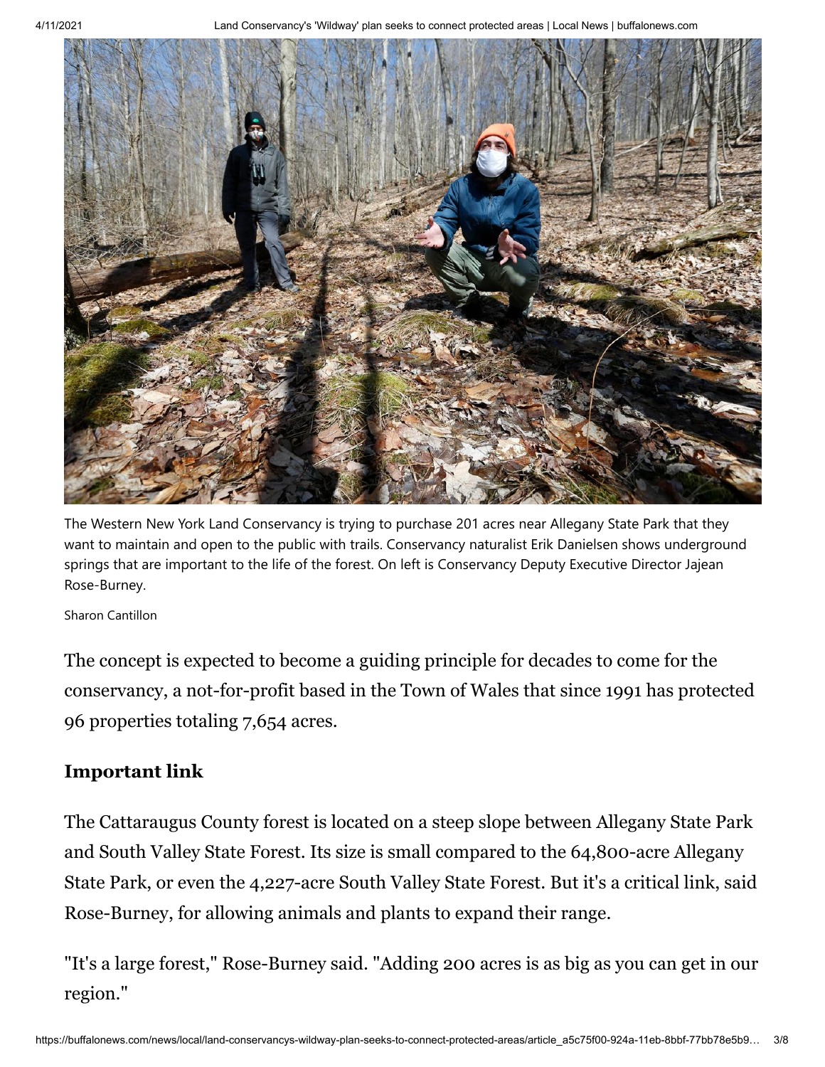The Western New York Land Conservancy is trying to purchase 201 acres near Allegany State Park that they want to maintain and open to the public with trails. Conservancy naturalist Erik Danielsen shows underground springs that are important to the life of the forest. On left is Conservancy Deputy Executive Director Jajean Rose-Burney.

Sharon Cantillon

The concept is expected to become a guiding principle for decades to come for the conservancy, a not-for-profit based in the Town of Wales that since 1991 has protected 96 properties totaling 7,654 acres.

## Important link

The Cattaraugus County forest is located on a steep slope between Allegany State Park and South Valley State Forest. Its size is small compared to the 64,800-acre Allegany State Park, or even the 4,227-acre South Valley State Forest. But it's a critical link, said Rose-Burney, for allowing animals and plants to expand their range.

"It's a large forest," Rose-Burney said. "Adding 200 acres is as big as you can get in our region."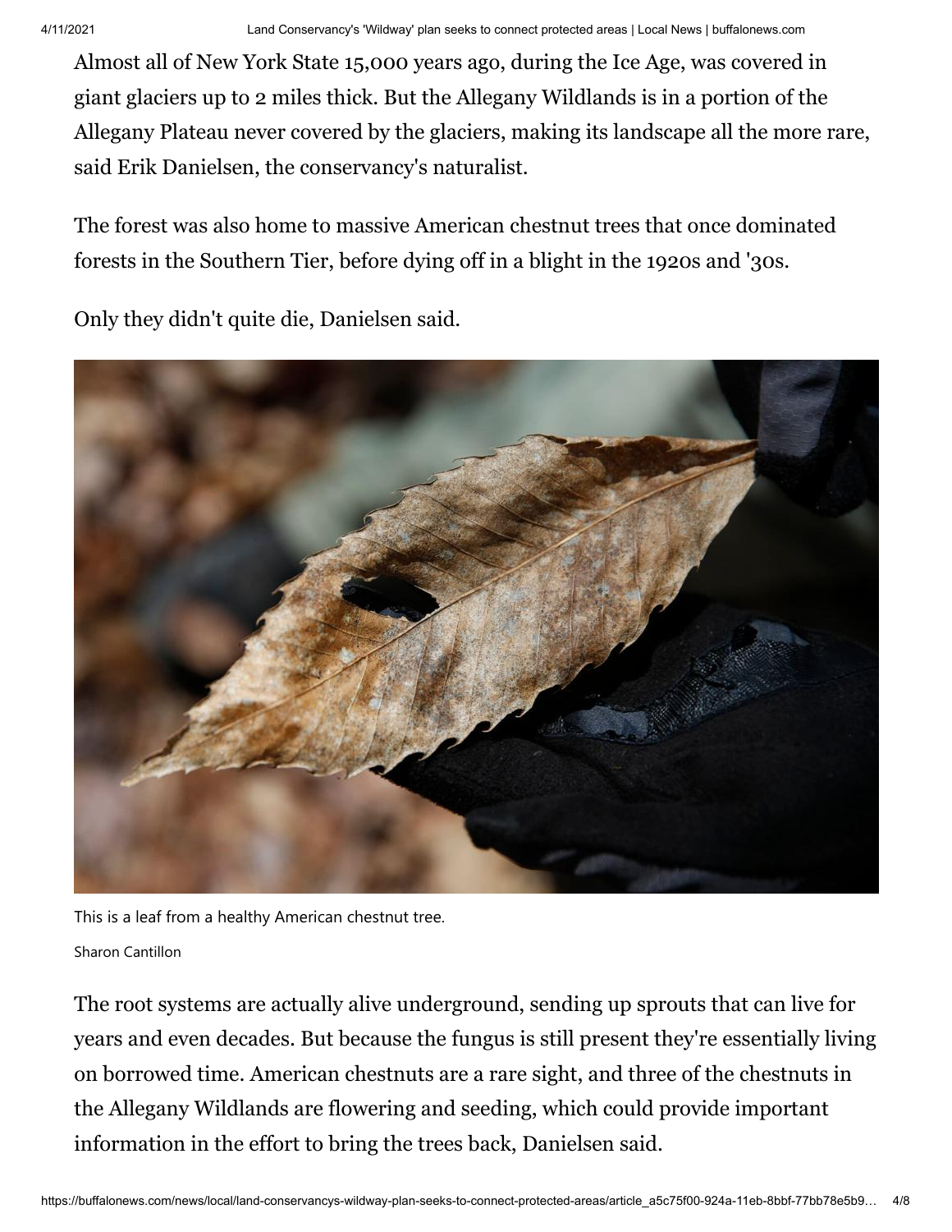Almost all of New York State 15,000 years ago, during the Ice Age, was covered in giant glaciers up to 2 miles thick. But the Allegany Wildlands is in a portion of the Allegany Plateau never covered by the glaciers, making its landscape all the more rare, said Erik Danielsen, the conservancy's naturalist.

The forest was also home to massive American chestnut trees that once dominated forests in the Southern Tier, before dying off in a blight in the 1920s and '30s.

Only they didn't quite die, Danielsen said.

This is a leaf from a healthy American chestnut tree.

Sharon Cantillon

The root systems are actually alive underground, sending up sprouts that can live for years and even decades. But because the fungus is still present they're essentially living on borrowed time. American chestnuts are a rare sight, and three of the chestnuts in the Allegany Wildlands are flowering and seeding, which could provide important information in the effort to bring the trees back, Danielsen said.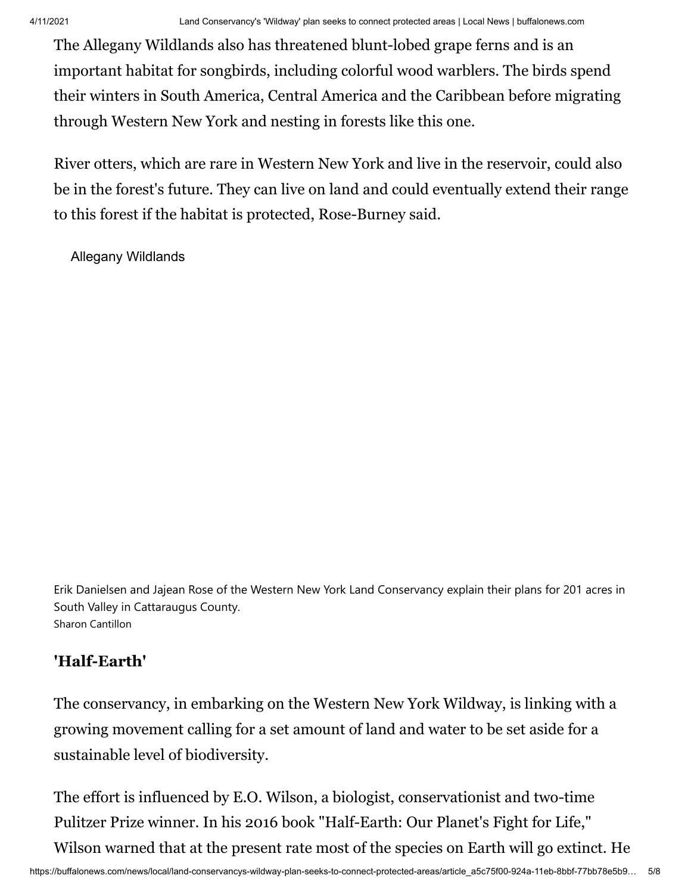The Allegany Wildlands also has threatened blunt-lobed grape ferns and is an important habitat for songbirds, including colorful wood warblers. The birds spend their winters in South America, Central America and the Caribbean before migrating through Western New York and nesting in forests like this one.

River otters, which are rare in Western New York and live in the reservoir, could also be in the forest's future. They can live on land and could eventually extend their range to this forest if the habitat is protected, Rose-Burney said.

Allegany Wildlands

Erik Danielsen and Jajean Rose of the Western New York Land Conservancy explain their plans for 201 acres in South Valley in Cattaraugus County.
Sharon Cantillon

## 'Half-Earth'

The conservancy, in embarking on the Western New York Wildway, is linking with a growing movement calling for a set amount of land and water to be set aside for a sustainable level of biodiversity.

The effort is influenced by E.O. Wilson, a biologist, conservationist and two-time Pulitzer Prize winner. In his 2016 book "Half-Earth: Our Planet's Fight for Life," Wilson warned that at the present rate most of the species on Earth will go extinct. He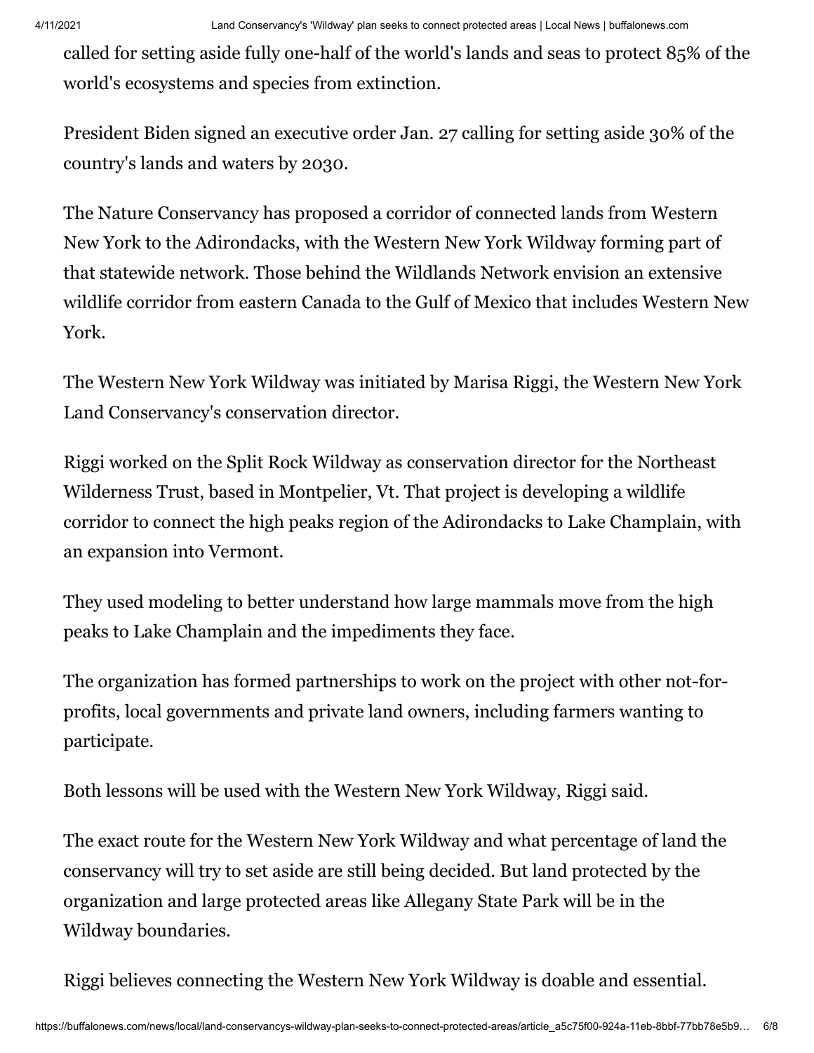called for setting aside fully one-half of the world's lands and seas to protect 85% of the world's ecosystems and species from extinction.

President Biden signed an executive order Jan. 27 calling for setting aside 30% of the country's lands and waters by 2030.

The Nature Conservancy has proposed a corridor of connected lands from Western New York to the Adirondacks, with the Western New York Wildway forming part of that statewide network. Those behind the Wildlands Network envision an extensive wildlife corridor from eastern Canada to the Gulf of Mexico that includes Western New York.

The Western New York Wildway was initiated by Marisa Riggi, the Western New York Land Conservancy's conservation director.

Riggi worked on the Split Rock Wildway as conservation director for the Northeast Wilderness Trust, based in Montpelier, Vt. That project is developing a wildlife corridor to connect the high peaks region of the Adirondacks to Lake Champlain, with an expansion into Vermont.

They used modeling to better understand how large mammals move from the high peaks to Lake Champlain and the impediments they face.

The organization has formed partnerships to work on the project with other not-for-profits, local governments and private land owners, including farmers wanting to participate.

Both lessons will be used with the Western New York Wildway, Riggi said.

The exact route for the Western New York Wildway and what percentage of land the conservancy will try to set aside are still being decided. But land protected by the organization and large protected areas like Allegany State Park will be in the Wildway boundaries.

Riggi believes connecting the Western New York Wildway is doable and essential.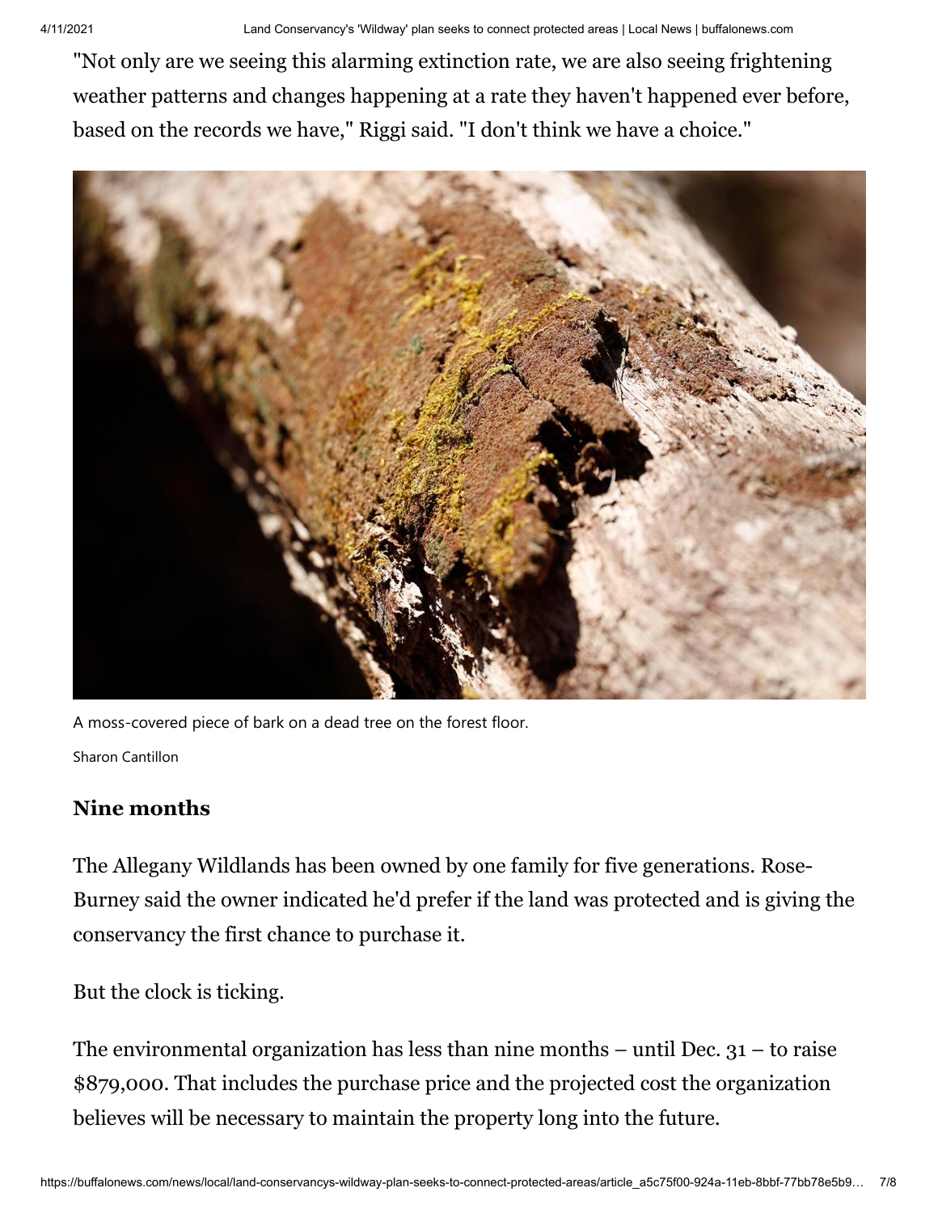"Not only are we seeing this alarming extinction rate, we are also seeing frightening weather patterns and changes happening at a rate they haven't happened ever before, based on the records we have," Riggi said. "I don't think we have a choice."

A moss-covered piece of bark on a dead tree on the forest floor.

Sharon Cantillon

### Nine months

The Allegany Wildlands has been owned by one family for five generations. Rose-Burney said the owner indicated he'd prefer if the land was protected and is giving the conservancy the first chance to purchase it.

But the clock is ticking.

The environmental organization has less than nine months – until Dec. 31 – to raise $879,000. That includes the purchase price and the projected cost the organization believes will be necessary to maintain the property long into the future.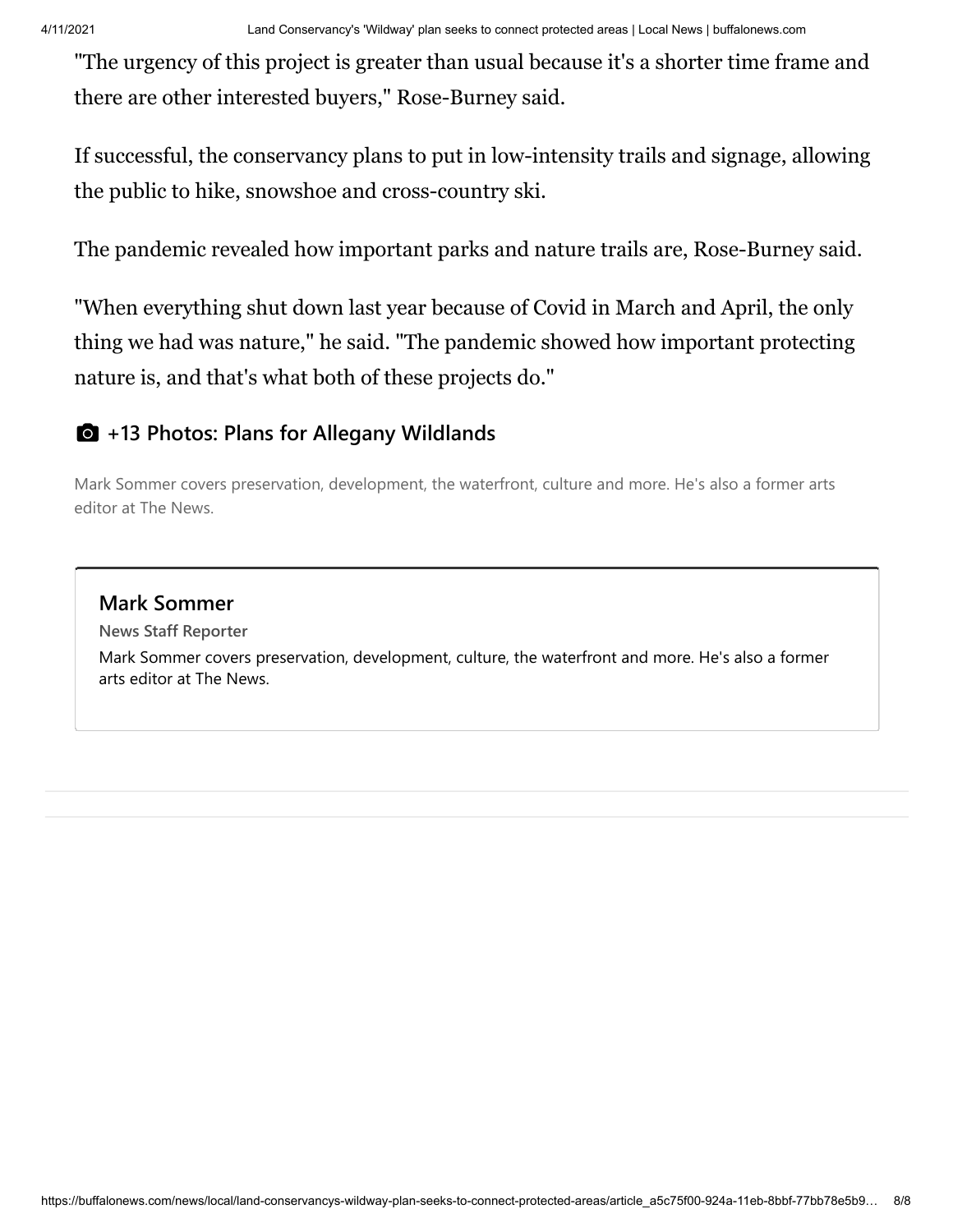"The urgency of this project is greater than usual because it's a shorter time frame and there are other interested buyers," Rose-Burney said.

If successful, the conservancy plans to put in low-intensity trails and signage, allowing the public to hike, snowshoe and cross-country ski.

The pandemic revealed how important parks and nature trails are, Rose-Burney said.

"When everything shut down last year because of Covid in March and April, the only thing we had was nature," he said. "The pandemic showed how important protecting nature is, and that's what both of these projects do."

**+13 Photos: Plans for Allegany Wildlands**

Mark Sommer covers preservation, development, the waterfront, culture and more. He's also a former arts editor at The News.

**Mark Sommer**

**News Staff Reporter**

Mark Sommer covers preservation, development, culture, the waterfront and more. He's also a former arts editor at The News.